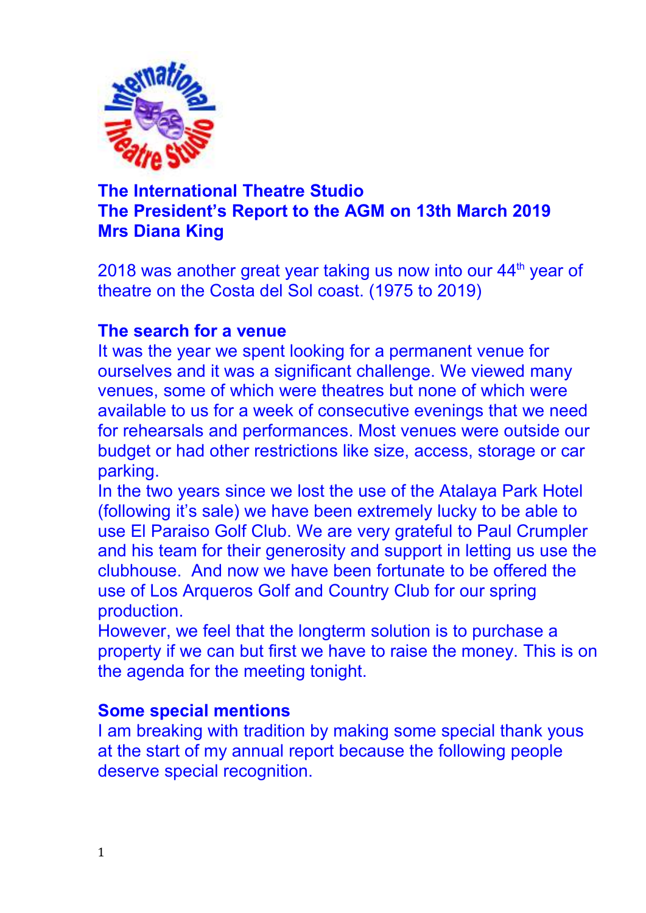**The International Theatre Studio**
**The President's Report to the AGM on 13th March 2019**
**Mrs Diana King**

2018 was another great year taking us now into our 44th year of theatre on the Costa del Sol coast. (1975 to 2019)

## The search for a venue

It was the year we spent looking for a permanent venue for ourselves and it was a significant challenge. We viewed many venues, some of which were theatres but none of which were available to us for a week of consecutive evenings that we need for rehearsals and performances. Most venues were outside our budget or had other restrictions like size, access, storage or car parking.

In the two years since we lost the use of the Atalaya Park Hotel (following it's sale) we have been extremely lucky to be able to use El Paraiso Golf Club. We are very grateful to Paul Crumpler and his team for their generosity and support in letting us use the clubhouse. And now we have been fortunate to be offered the use of Los Arqueros Golf and Country Club for our spring production.

However, we feel that the longterm solution is to purchase a property if we can but first we have to raise the money. This is on the agenda for the meeting tonight.

## Some special mentions

I am breaking with tradition by making some special thank yous at the start of my annual report because the following people deserve special recognition.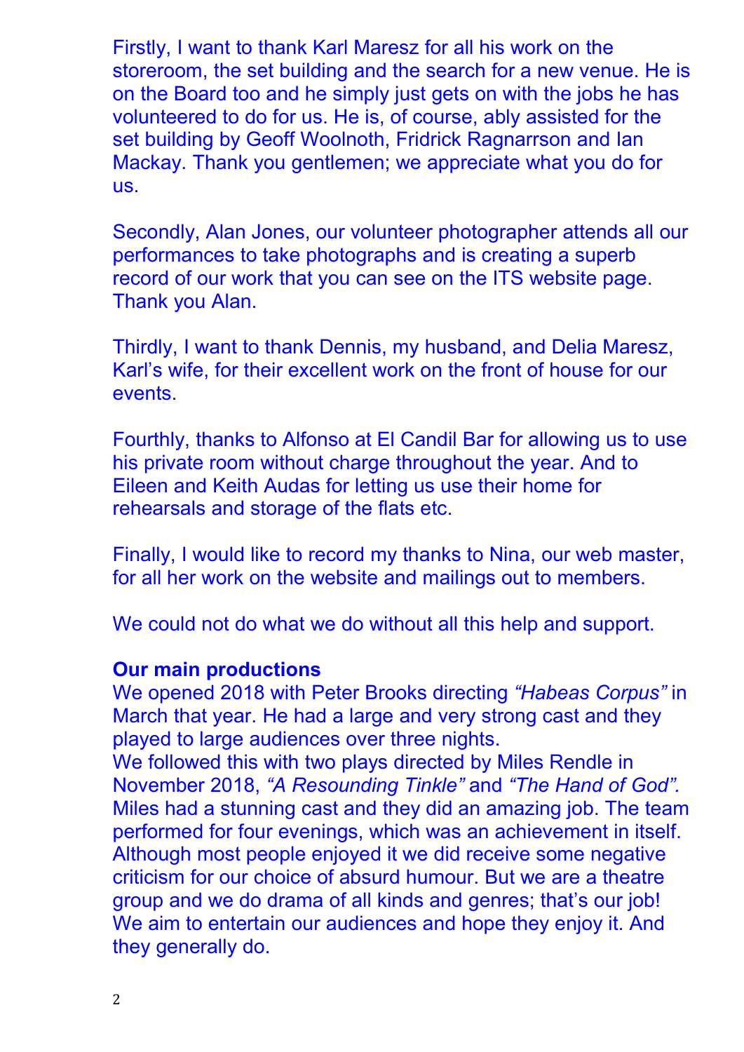Firstly, I want to thank Karl Maresz for all his work on the storeroom, the set building and the search for a new venue. He is on the Board too and he simply just gets on with the jobs he has volunteered to do for us. He is, of course, ably assisted for the set building by Geoff Woolnoth, Fridrick Ragnarrson and Ian Mackay. Thank you gentlemen; we appreciate what you do for us.

Secondly, Alan Jones, our volunteer photographer attends all our performances to take photographs and is creating a superb record of our work that you can see on the ITS website page. Thank you Alan.

Thirdly, I want to thank Dennis, my husband, and Delia Maresz, Karl's wife, for their excellent work on the front of house for our events.

Fourthly, thanks to Alfonso at El Candil Bar for allowing us to use his private room without charge throughout the year. And to Eileen and Keith Audas for letting us use their home for rehearsals and storage of the flats etc.

Finally, I would like to record my thanks to Nina, our web master, for all her work on the website and mailings out to members.

We could not do what we do without all this help and support.

**Our main productions**

We opened 2018 with Peter Brooks directing *"Habeas Corpus"* in March that year. He had a large and very strong cast and they played to large audiences over three nights.

We followed this with two plays directed by Miles Rendle in November 2018, *"A Resounding Tinkle"* and *"The Hand of God".* Miles had a stunning cast and they did an amazing job. The team performed for four evenings, which was an achievement in itself. Although most people enjoyed it we did receive some negative criticism for our choice of absurd humour. But we are a theatre group and we do drama of all kinds and genres; that's our job! We aim to entertain our audiences and hope they enjoy it. And they generally do.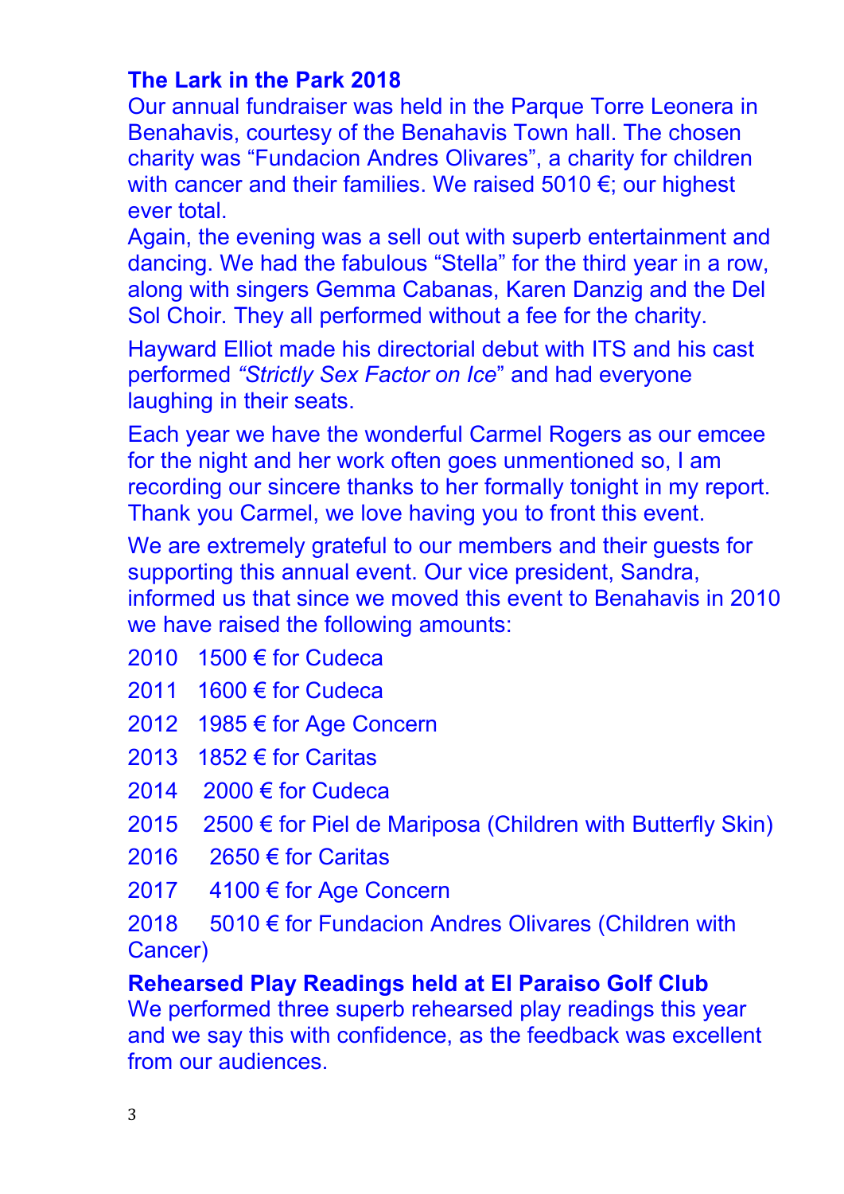## The Lark in the Park 2018

Our annual fundraiser was held in the Parque Torre Leonera in Benahavis, courtesy of the Benahavis Town hall. The chosen charity was “Fundacion Andres Olivares”, a charity for children with cancer and their families. We raised 5010 €; our highest ever total.

Again, the evening was a sell out with superb entertainment and dancing. We had the fabulous “Stella” for the third year in a row, along with singers Gemma Cabanas, Karen Danzig and the Del Sol Choir. They all performed without a fee for the charity.

Hayward Elliot made his directorial debut with ITS and his cast performed *“Strictly Sex Factor on Ice*” and had everyone laughing in their seats.

Each year we have the wonderful Carmel Rogers as our emcee for the night and her work often goes unmentioned so, I am recording our sincere thanks to her formally tonight in my report. Thank you Carmel, we love having you to front this event.

We are extremely grateful to our members and their guests for supporting this annual event. Our vice president, Sandra, informed us that since we moved this event to Benahavis in 2010 we have raised the following amounts:

2010 1500 € for Cudeca

2011 1600 € for Cudeca

2012 1985 € for Age Concern

2013 1852 € for Caritas

2014 2000 € for Cudeca

2015 2500 € for Piel de Mariposa (Children with Butterfly Skin)

2016 2650 € for Caritas

2017 4100 € for Age Concern

2018 5010 € for Fundacion Andres Olivares (Children with Cancer)

## Rehearsed Play Readings held at El Paraiso Golf Club

We performed three superb rehearsed play readings this year and we say this with confidence, as the feedback was excellent from our audiences.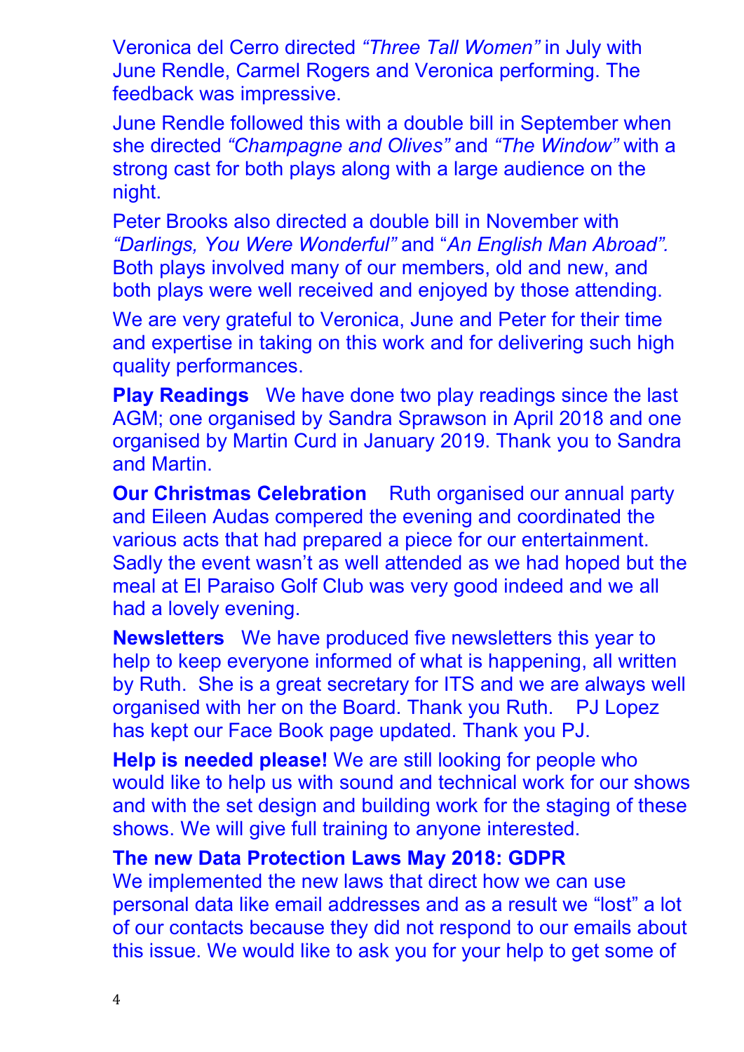Veronica del Cerro directed *"Three Tall Women"* in July with June Rendle, Carmel Rogers and Veronica performing. The feedback was impressive.

June Rendle followed this with a double bill in September when she directed *"Champagne and Olives"* and *"The Window"* with a strong cast for both plays along with a large audience on the night.

Peter Brooks also directed a double bill in November with *"Darlings, You Were Wonderful"* and "*An English Man Abroad".* Both plays involved many of our members, old and new, and both plays were well received and enjoyed by those attending.

We are very grateful to Veronica, June and Peter for their time and expertise in taking on this work and for delivering such high quality performances.

**Play Readings** We have done two play readings since the last AGM; one organised by Sandra Sprawson in April 2018 and one organised by Martin Curd in January 2019. Thank you to Sandra and Martin.

**Our Christmas Celebration** Ruth organised our annual party and Eileen Audas compered the evening and coordinated the various acts that had prepared a piece for our entertainment. Sadly the event wasn't as well attended as we had hoped but the meal at El Paraiso Golf Club was very good indeed and we all had a lovely evening.

**Newsletters** We have produced five newsletters this year to help to keep everyone informed of what is happening, all written by Ruth. She is a great secretary for ITS and we are always well organised with her on the Board. Thank you Ruth. PJ Lopez has kept our Face Book page updated. Thank you PJ.

**Help is needed please!** We are still looking for people who would like to help us with sound and technical work for our shows and with the set design and building work for the staging of these shows. We will give full training to anyone interested.

**The new Data Protection Laws May 2018: GDPR**
We implemented the new laws that direct how we can use personal data like email addresses and as a result we "lost" a lot of our contacts because they did not respond to our emails about this issue. We would like to ask you for your help to get some of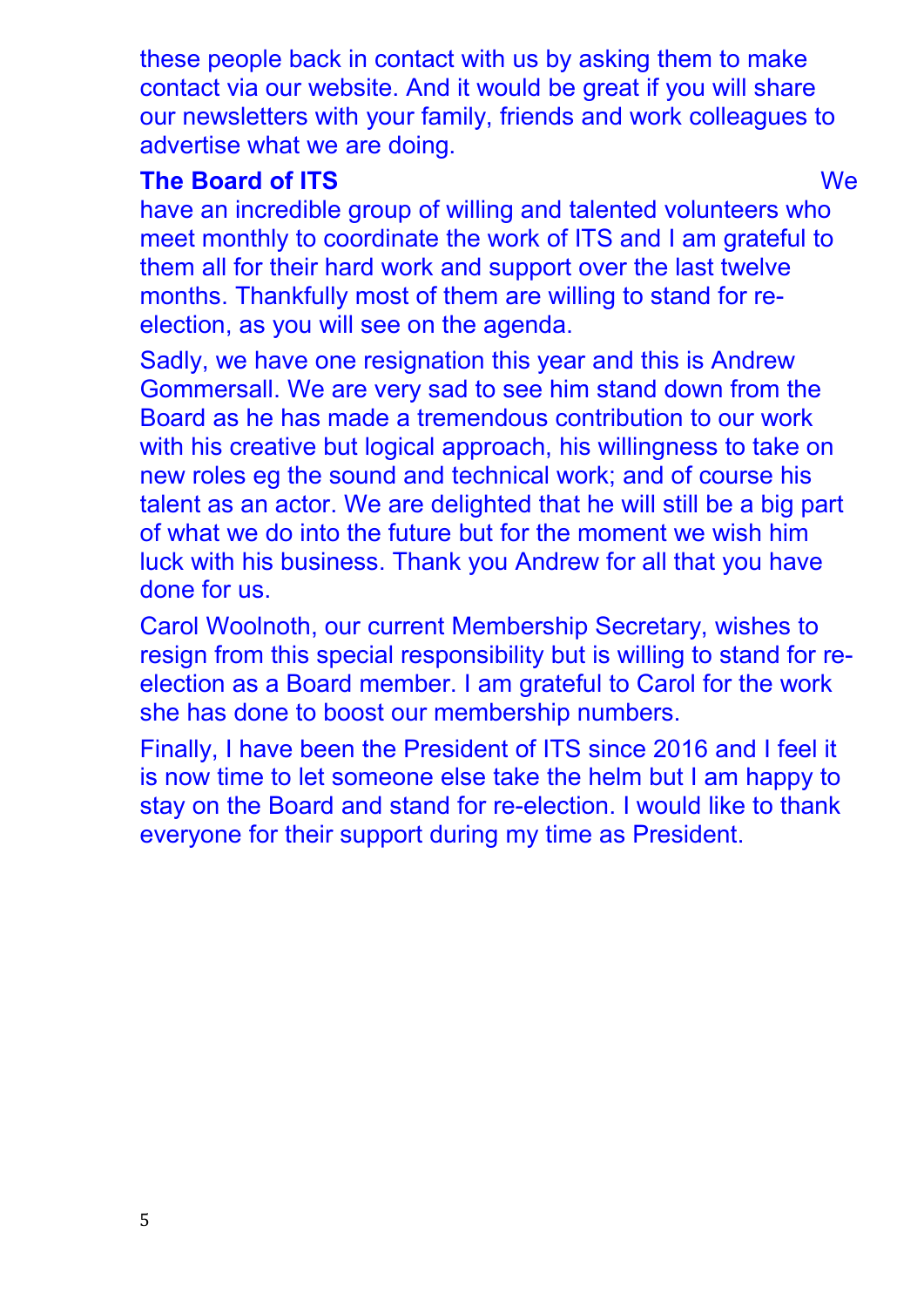these people back in contact with us by asking them to make contact via our website. And it would be great if you will share our newsletters with your family, friends and work colleagues to advertise what we are doing.

**The Board of ITS**

We have an incredible group of willing and talented volunteers who meet monthly to coordinate the work of ITS and I am grateful to them all for their hard work and support over the last twelve months. Thankfully most of them are willing to stand for re-election, as you will see on the agenda.

Sadly, we have one resignation this year and this is Andrew Gommersall. We are very sad to see him stand down from the Board as he has made a tremendous contribution to our work with his creative but logical approach, his willingness to take on new roles eg the sound and technical work; and of course his talent as an actor. We are delighted that he will still be a big part of what we do into the future but for the moment we wish him luck with his business. Thank you Andrew for all that you have done for us.

Carol Woolnoth, our current Membership Secretary, wishes to resign from this special responsibility but is willing to stand for re-election as a Board member. I am grateful to Carol for the work she has done to boost our membership numbers.

Finally, I have been the President of ITS since 2016 and I feel it is now time to let someone else take the helm but I am happy to stay on the Board and stand for re-election. I would like to thank everyone for their support during my time as President.